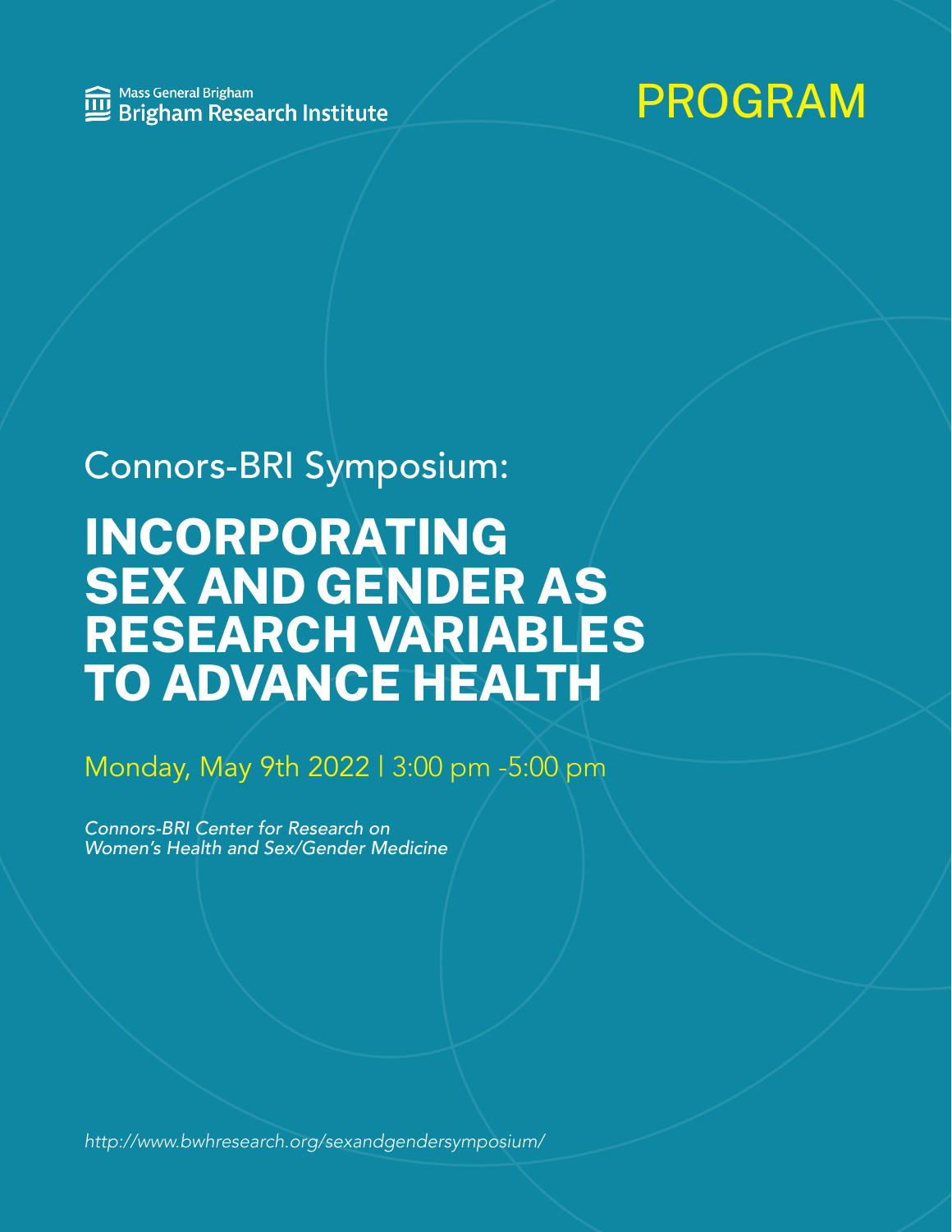Mass General Brigham
Brigham Research Institute

PROGRAM

Connors-BRI Symposium:

# INCORPORATING SEX AND GENDER AS RESEARCH VARIABLES TO ADVANCE HEALTH

Monday, May 9th 2022 | 3:00 pm -5:00 pm

*Connors-BRI Center for Research on Women's Health and Sex/Gender Medicine*

*http://www.bwhresearch.org/sexandgendersymposium/*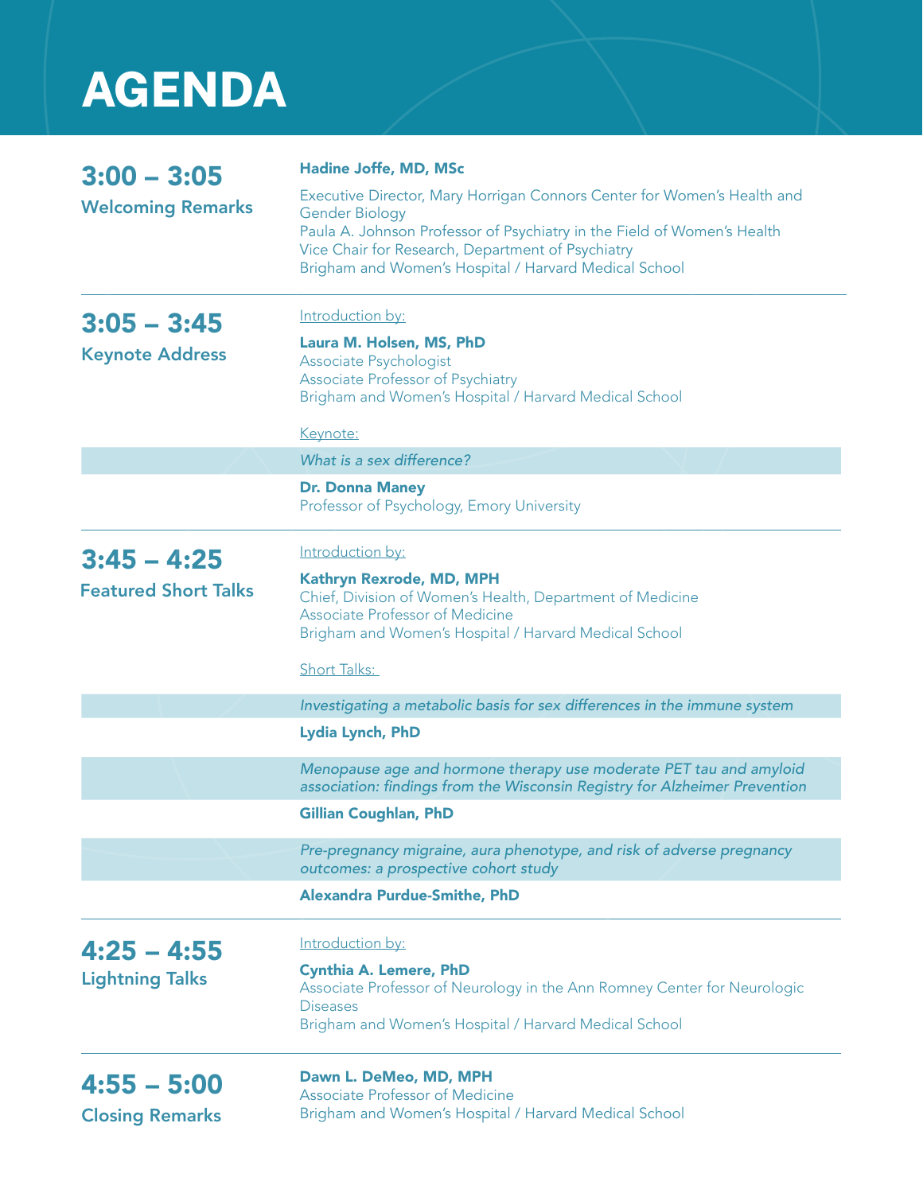# AGENDA

## 3:00 – 3:05
### Welcoming Remarks

**Hadine Joffe, MD, MSc**

Executive Director, Mary Horrigan Connors Center for Women's Health and Gender Biology
Paula A. Johnson Professor of Psychiatry in the Field of Women's Health
Vice Chair for Research, Department of Psychiatry
Brigham and Women's Hospital / Harvard Medical School

---

## 3:05 – 3:45
### Keynote Address

Introduction by:

**Laura M. Holsen, MS, PhD**
Associate Psychologist
Associate Professor of Psychiatry
Brigham and Women's Hospital / Harvard Medical School

Keynote:

*What is a sex difference?*

**Dr. Donna Maney**
Professor of Psychology, Emory University

---

## 3:45 – 4:25
### Featured Short Talks

Introduction by:

**Kathryn Rexrode, MD, MPH**
Chief, Division of Women's Health, Department of Medicine
Associate Professor of Medicine
Brigham and Women's Hospital / Harvard Medical School

Short Talks:

*Investigating a metabolic basis for sex differences in the immune system*

**Lydia Lynch, PhD**

*Menopause age and hormone therapy use moderate PET tau and amyloid association: findings from the Wisconsin Registry for Alzheimer Prevention*

**Gillian Coughlan, PhD**

*Pre-pregnancy migraine, aura phenotype, and risk of adverse pregnancy outcomes: a prospective cohort study*

**Alexandra Purdue-Smithe, PhD**

---

## 4:25 – 4:55
### Lightning Talks

Introduction by:

**Cynthia A. Lemere, PhD**
Associate Professor of Neurology in the Ann Romney Center for Neurologic Diseases
Brigham and Women's Hospital / Harvard Medical School

---

## 4:55 – 5:00
### Closing Remarks

**Dawn L. DeMeo, MD, MPH**
Associate Professor of Medicine
Brigham and Women's Hospital / Harvard Medical School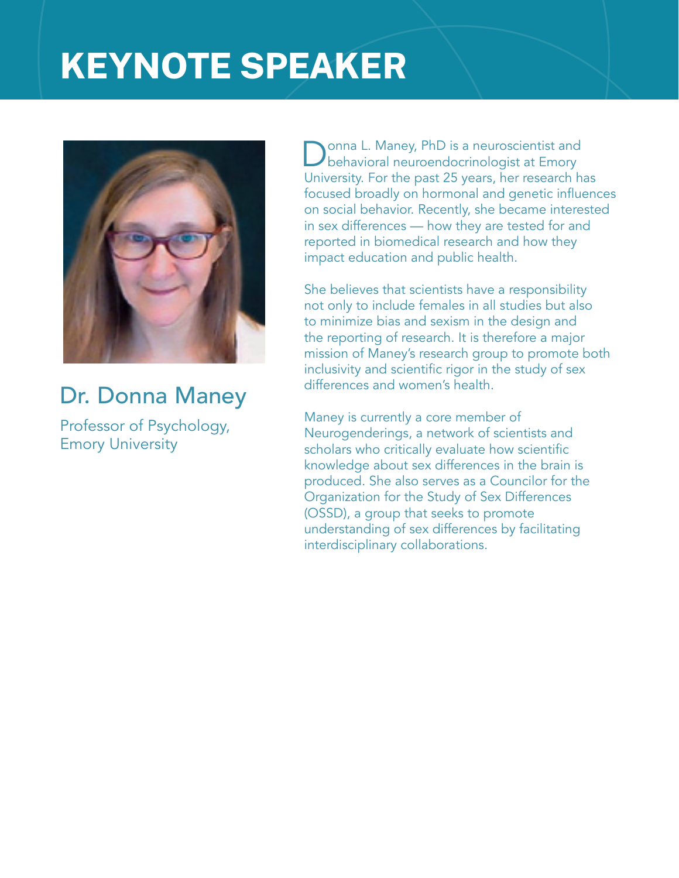# KEYNOTE SPEAKER

## Dr. Donna Maney

Professor of Psychology, Emory University

Donna L. Maney, PhD is a neuroscientist and behavioral neuroendocrinologist at Emory University. For the past 25 years, her research has focused broadly on hormonal and genetic influences on social behavior. Recently, she became interested in sex differences — how they are tested for and reported in biomedical research and how they impact education and public health.

She believes that scientists have a responsibility not only to include females in all studies but also to minimize bias and sexism in the design and the reporting of research. It is therefore a major mission of Maney's research group to promote both inclusivity and scientific rigor in the study of sex differences and women's health.

Maney is currently a core member of Neurogenderings, a network of scientists and scholars who critically evaluate how scientific knowledge about sex differences in the brain is produced. She also serves as a Councilor for the Organization for the Study of Sex Differences (OSSD), a group that seeks to promote understanding of sex differences by facilitating interdisciplinary collaborations.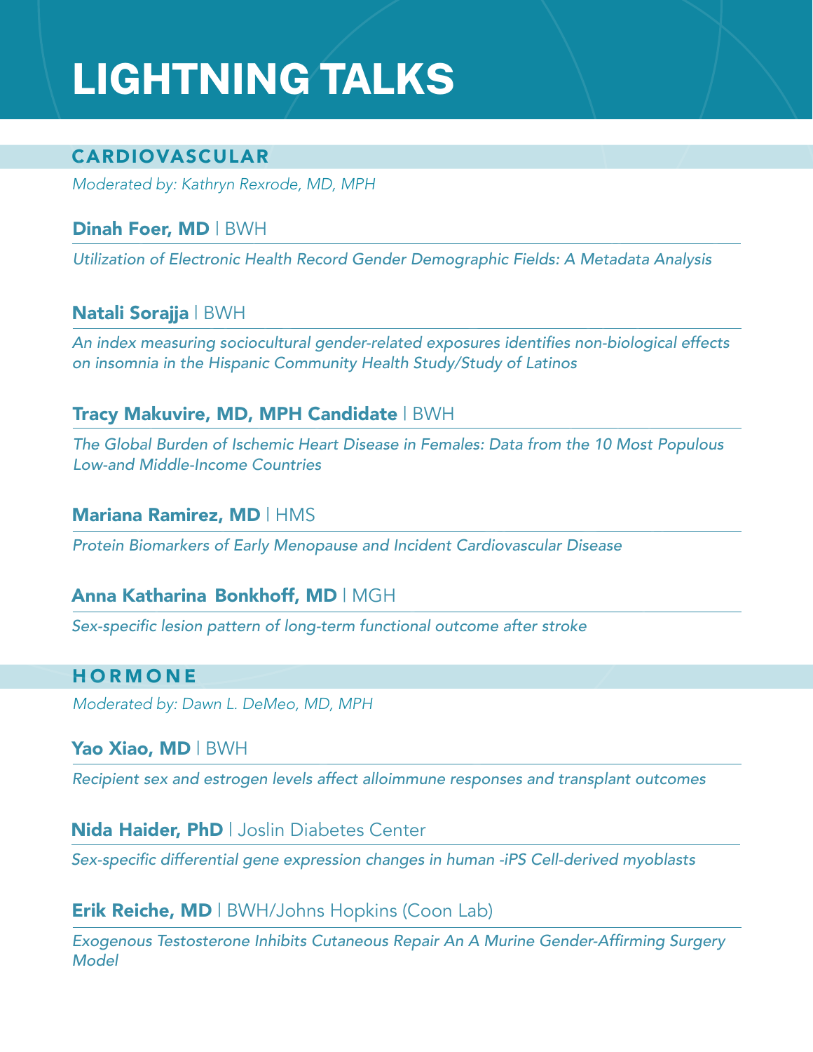# LIGHTNING TALKS

## CARDIOVASCULAR

*Moderated by: Kathryn Rexrode, MD, MPH*

**Dinah Foer, MD** | BWH

*Utilization of Electronic Health Record Gender Demographic Fields: A Metadata Analysis*

**Natali Sorajja** | BWH

*An index measuring sociocultural gender-related exposures identifies non-biological effects on insomnia in the Hispanic Community Health Study/Study of Latinos*

**Tracy Makuvire, MD, MPH Candidate** | BWH

*The Global Burden of Ischemic Heart Disease in Females: Data from the 10 Most Populous Low-and Middle-Income Countries*

**Mariana Ramirez, MD** | HMS

*Protein Biomarkers of Early Menopause and Incident Cardiovascular Disease*

**Anna Katharina Bonkhoff, MD** | MGH

*Sex-specific lesion pattern of long-term functional outcome after stroke*

## HORMONE

*Moderated by: Dawn L. DeMeo, MD, MPH*

**Yao Xiao, MD** | BWH

*Recipient sex and estrogen levels affect alloimmune responses and transplant outcomes*

**Nida Haider, PhD** | Joslin Diabetes Center

*Sex-specific differential gene expression changes in human -iPS Cell-derived myoblasts*

**Erik Reiche, MD** | BWH/Johns Hopkins (Coon Lab)

*Exogenous Testosterone Inhibits Cutaneous Repair An A Murine Gender-Affirming Surgery Model*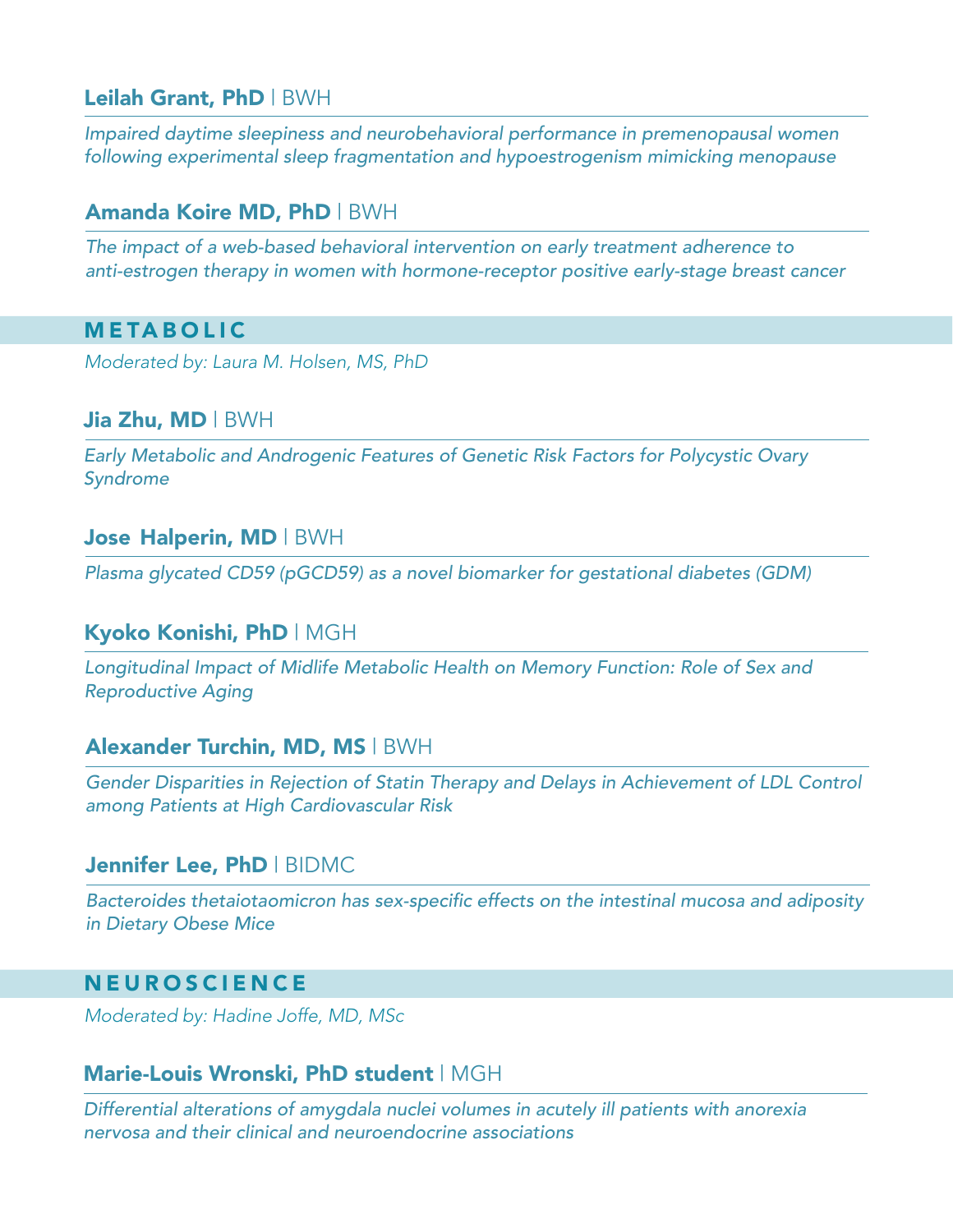**Leilah Grant, PhD** | BWH

*Impaired daytime sleepiness and neurobehavioral performance in premenopausal women following experimental sleep fragmentation and hypoestrogenism mimicking menopause*

**Amanda Koire MD, PhD** | BWH

*The impact of a web-based behavioral intervention on early treatment adherence to anti-estrogen therapy in women with hormone-receptor positive early-stage breast cancer*

## METABOLIC

*Moderated by: Laura M. Holsen, MS, PhD*

**Jia Zhu, MD** | BWH

*Early Metabolic and Androgenic Features of Genetic Risk Factors for Polycystic Ovary Syndrome*

**Jose Halperin, MD** | BWH

*Plasma glycated CD59 (pGCD59) as a novel biomarker for gestational diabetes (GDM)*

**Kyoko Konishi, PhD** | MGH

*Longitudinal Impact of Midlife Metabolic Health on Memory Function: Role of Sex and Reproductive Aging*

**Alexander Turchin, MD, MS** | BWH

*Gender Disparities in Rejection of Statin Therapy and Delays in Achievement of LDL Control among Patients at High Cardiovascular Risk*

**Jennifer Lee, PhD** | BIDMC

*Bacteroides thetaiotaomicron has sex-specific effects on the intestinal mucosa and adiposity in Dietary Obese Mice*

## NEUROSCIENCE

*Moderated by: Hadine Joffe, MD, MSc*

**Marie-Louis Wronski, PhD student** | MGH

*Differential alterations of amygdala nuclei volumes in acutely ill patients with anorexia nervosa and their clinical and neuroendocrine associations*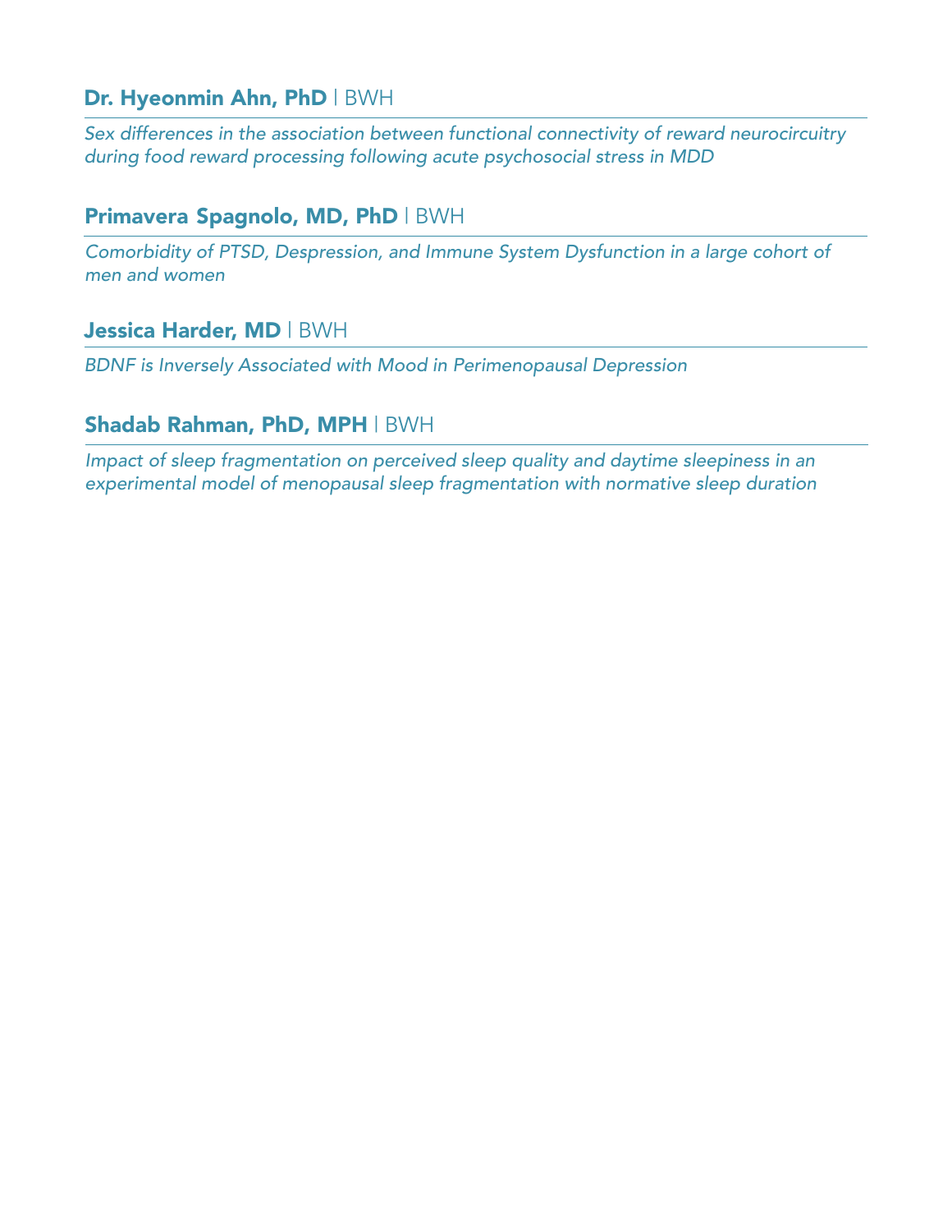### **Dr. Hyeonmin Ahn, PhD** | BWH

*Sex differences in the association between functional connectivity of reward neurocircuitry during food reward processing following acute psychosocial stress in MDD*

### **Primavera Spagnolo, MD, PhD** | BWH

*Comorbidity of PTSD, Despression, and Immune System Dysfunction in a large cohort of men and women*

### **Jessica Harder, MD** | BWH

*BDNF is Inversely Associated with Mood in Perimenopausal Depression*

### **Shadab Rahman, PhD, MPH** | BWH

*Impact of sleep fragmentation on perceived sleep quality and daytime sleepiness in an experimental model of menopausal sleep fragmentation with normative sleep duration*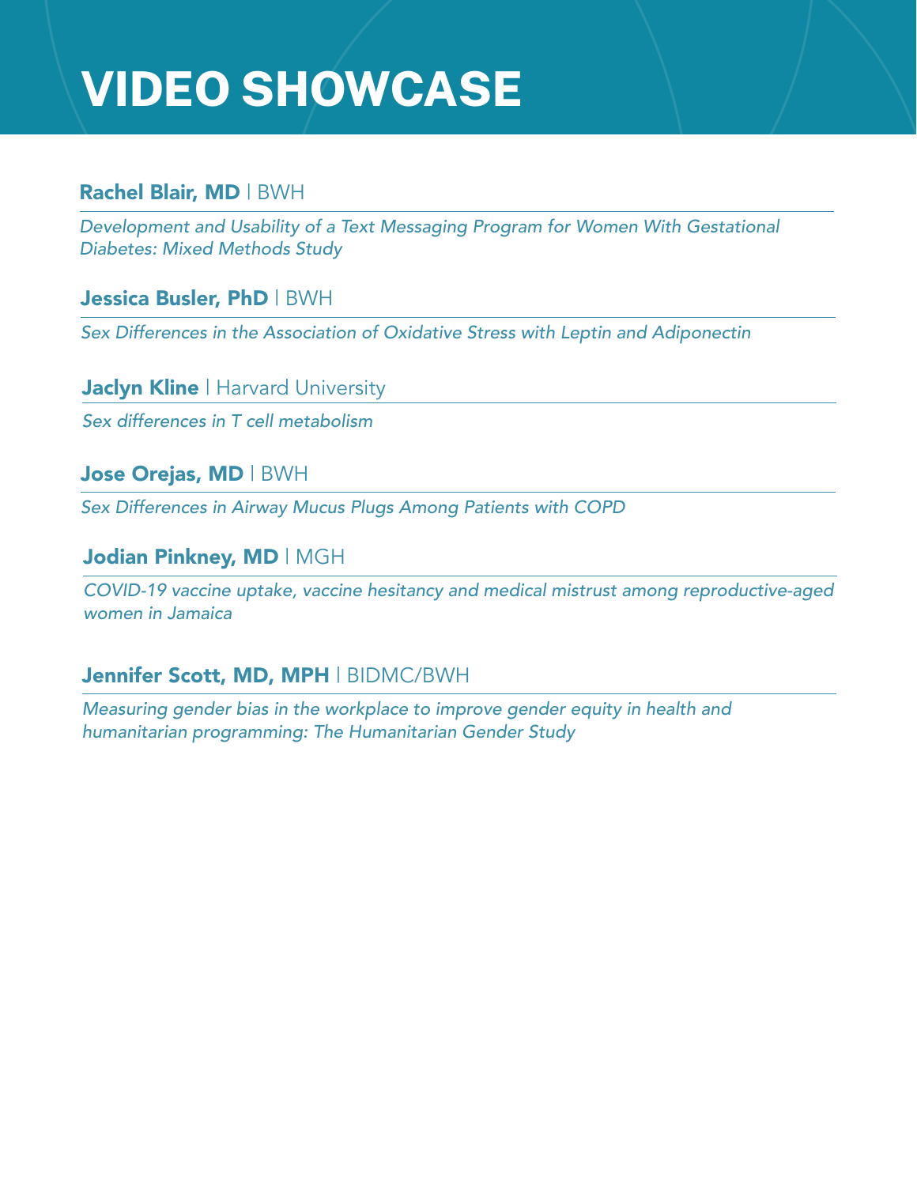# VIDEO SHOWCASE

**Rachel Blair, MD** | BWH

*Development and Usability of a Text Messaging Program for Women With Gestational Diabetes: Mixed Methods Study*

**Jessica Busler, PhD** | BWH

*Sex Differences in the Association of Oxidative Stress with Leptin and Adiponectin*

**Jaclyn Kline** | Harvard University

*Sex differences in T cell metabolism*

**Jose Orejas, MD** | BWH

*Sex Differences in Airway Mucus Plugs Among Patients with COPD*

**Jodian Pinkney, MD** | MGH

*COVID-19 vaccine uptake, vaccine hesitancy and medical mistrust among reproductive-aged women in Jamaica*

**Jennifer Scott, MD, MPH** | BIDMC/BWH

*Measuring gender bias in the workplace to improve gender equity in health and humanitarian programming: The Humanitarian Gender Study*